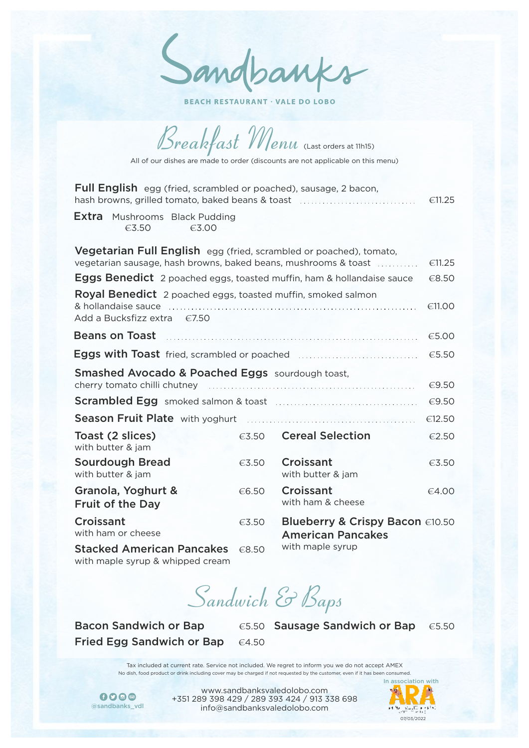# Sandbanks

BEACH RESTAURANT · VALE DO LOBO

## Breakfast Menu (Last orders at 11h15)

All of our dishes are made to order (discounts are not applicable on this menu)

**Full English** egg (fried, scrambled or poached), sausage, 2 bacon, hash browns, grilled tomato, baked beans & toast ............ €11.25

**Extra** Mushrooms €3.50 Black Pudding €3.00

**Vegetarian Full English** egg (fried, scrambled or poached), tomato, vegetarian sausage, hash browns, baked beans, mushrooms & toast ............ €11.25

**Eggs Benedict** 2 poached eggs, toasted muffin, ham & hollandaise sauce €8.50

**Royal Benedict** 2 poached eggs, toasted muffin, smoked salmon & hollandaise sauce ............ €11.00

Add a Bucksfizz extra €7.50

**Beans on Toast** ............ €5.00

**Eggs with Toast** fried, scrambled or poached ............ €5.50

**Smashed Avocado & Poached Eggs** sourdough toast, cherry tomato chilli chutney ............ €9.50

**Scrambled Egg** smoked salmon & toast ............ €9.50

**Season Fruit Plate** with yoghurt ............ €12.50

**Toast (2 slices)** with butter & jam €3.50

**Sourdough Bread** with butter & jam €3.50

**Granola, Yoghurt & Fruit of the Day** €6.50

**Croissant** with ham or cheese €3.50

**Stacked American Pancakes** with maple syrup & whipped cream €8.50

**Cereal Selection** €2.50

**Croissant** with butter & jam €3.50

**Croissant** with ham & cheese €4.00

**Blueberry & Crispy Bacon American Pancakes** with maple syrup €10.50

## Sandwich & Baps

**Bacon Sandwich or Bap** €5.50

**Fried Egg Sandwich or Bap** €4.50

**Sausage Sandwich or Bap** €5.50

Tax included at current rate. Service not included. We regret to inform you we do not accept AMEX

No dish, food product or drink including cover may be charged if not requested by the customer, even if it has been consumed.

@sandbanks_vdl

www.sandbanksvaledolobo.com
+351 289 398 429 / 289 393 424 / 913 338 698
info@sandbanksvaledolobo.com

In association with ARA

07/03/2022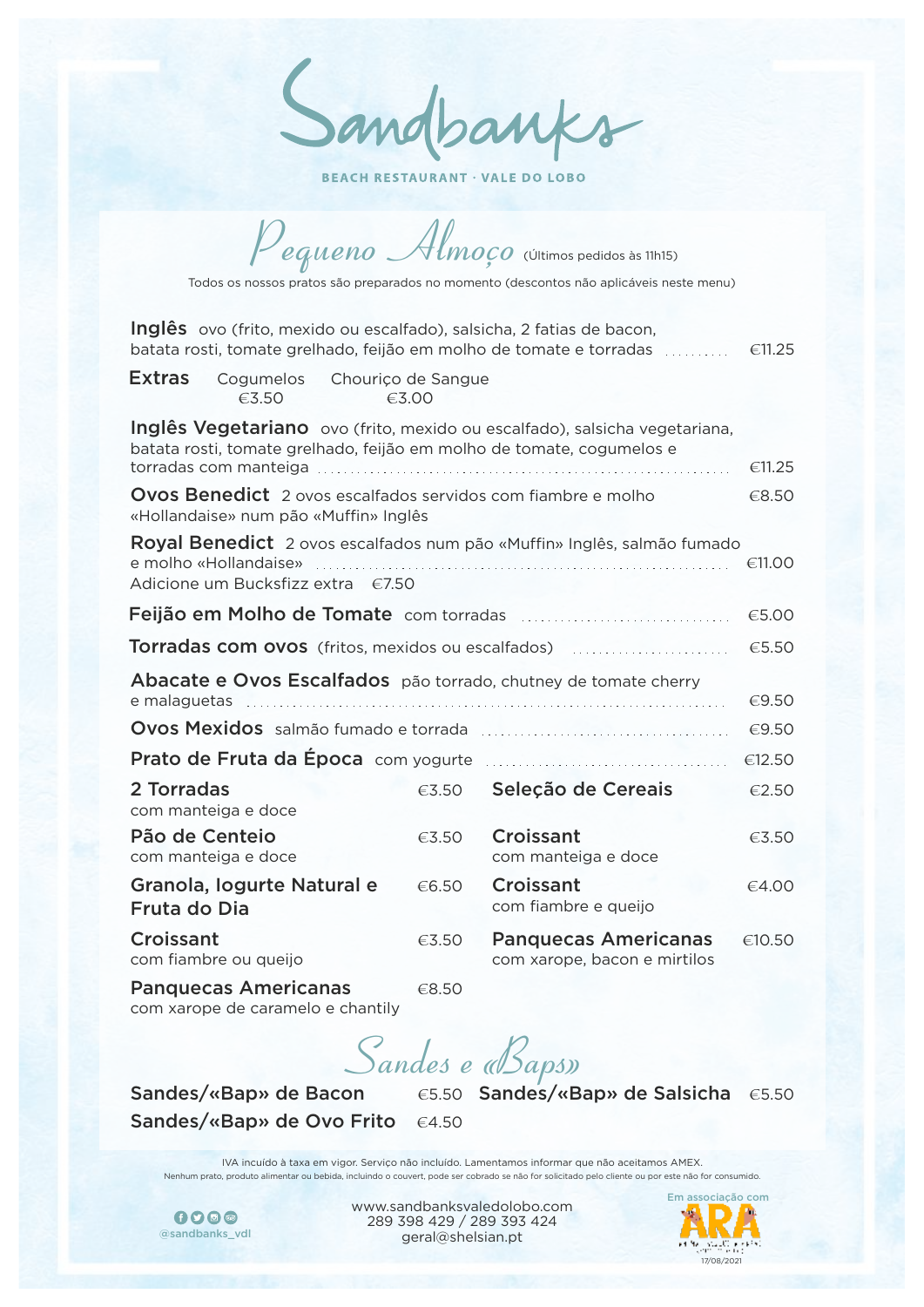# Sandbanks

BEACH RESTAURANT · VALE DO LOBO

## Pequeno Almoço (Últimos pedidos às 11h15)

Todos os nossos pratos são preparados no momento (descontos não aplicáveis neste menu)

**Inglês** ovo (frito, mexido ou escalfado), salsicha, 2 fatias de bacon, batata rosti, tomate grelhado, feijão em molho de tomate e torradas .......... €11.25

**Extras** Cogumelos €3.50 Chouriço de Sangue €3.00

**Inglês Vegetariano** ovo (frito, mexido ou escalfado), salsicha vegetariana, batata rosti, tomate grelhado, feijão em molho de tomate, cogumelos e torradas com manteiga .......... €11.25

**Ovos Benedict** 2 ovos escalfados servidos com fiambre e molho «Hollandaise» num pão «Muffin» Inglês €8.50

**Royal Benedict** 2 ovos escalfados num pão «Muffin» Inglês, salmão fumado e molho «Hollandaise» .......... €11.00
Adicione um Bucksfizz extra €7.50

**Feijão em Molho de Tomate** com torradas .......... €5.00

**Torradas com ovos** (fritos, mexidos ou escalfados) .......... €5.50

**Abacate e Ovos Escalfados** pão torrado, chutney de tomate cherry e malaguetas .......... €9.50

**Ovos Mexidos** salmão fumado e torrada .......... €9.50

**Prato de Fruta da Época** com yogurte .......... €12.50

**2 Torradas** com manteiga e doce €3.50

**Pão de Centeio** com manteiga e doce €3.50

**Granola, Iogurte Natural e Fruta do Dia** €6.50

**Croissant** com fiambre ou queijo €3.50

**Panquecas Americanas** com xarope de caramelo e chantily €8.50

**Seleção de Cereais** €2.50

**Croissant** com manteiga e doce €3.50

**Croissant** com fiambre e queijo €4.00

**Panquecas Americanas** com xarope, bacon e mirtilos €10.50

## Sandes e «Baps»

**Sandes/«Bap» de Bacon** €5.50

**Sandes/«Bap» de Ovo Frito** €4.50

**Sandes/«Bap» de Salsicha** €5.50

IVA incuído à taxa em vigor. Serviço não incluído. Lamentamos informar que não aceitamos AMEX.
Nenhum prato, produto alimentar ou bebida, incluindo o couvert, pode ser cobrado se não for solicitado pelo cliente ou por este não for consumido.

@sandbanks_vdl

www.sandbanksvaledolobo.com
289 398 429 / 289 393 424
geral@shelsian.pt

Em associação com ARA

17/08/2021